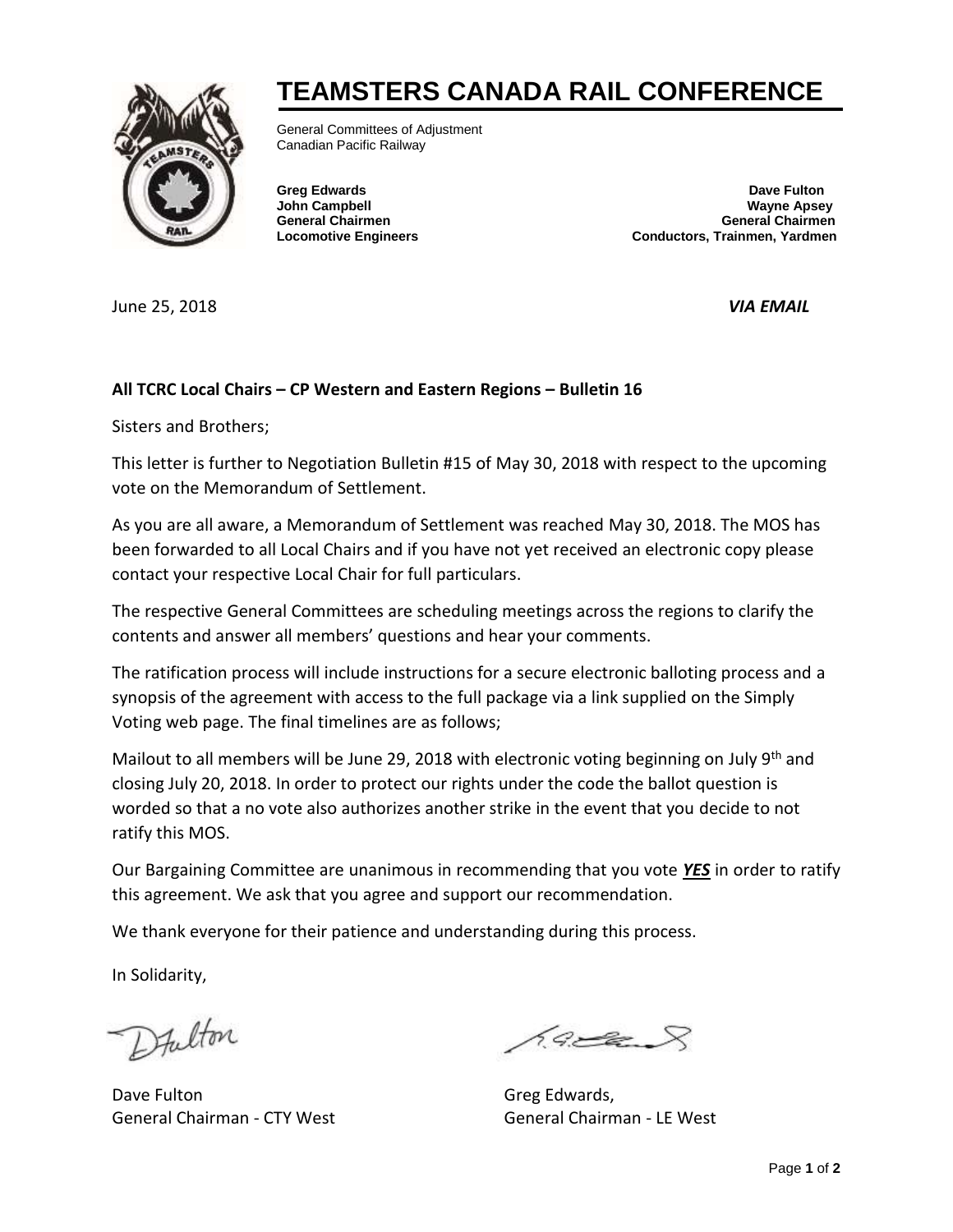# TEAMSTERS CANADA RAIL CONFERENCE

General Committees of Adjustment
Canadian Pacific Railway

**Greg Edwards**
**John Campbell**
**General Chairmen**
**Locomotive Engineers**

**Dave Fulton**
**Wayne Apsey**
**General Chairmen**
**Conductors, Trainmen, Yardmen**

June 25, 2018 ***VIA EMAIL***

**All TCRC Local Chairs – CP Western and Eastern Regions – Bulletin 16**

Sisters and Brothers;

This letter is further to Negotiation Bulletin #15 of May 30, 2018 with respect to the upcoming vote on the Memorandum of Settlement.

As you are all aware, a Memorandum of Settlement was reached May 30, 2018. The MOS has been forwarded to all Local Chairs and if you have not yet received an electronic copy please contact your respective Local Chair for full particulars.

The respective General Committees are scheduling meetings across the regions to clarify the contents and answer all members' questions and hear your comments.

The ratification process will include instructions for a secure electronic balloting process and a synopsis of the agreement with access to the full package via a link supplied on the Simply Voting web page. The final timelines are as follows;

Mailout to all members will be June 29, 2018 with electronic voting beginning on July 9th and closing July 20, 2018. In order to protect our rights under the code the ballot question is worded so that a no vote also authorizes another strike in the event that you decide to not ratify this MOS.

Our Bargaining Committee are unanimous in recommending that you vote ***<u>YES</u>*** in order to ratify this agreement. We ask that you agree and support our recommendation.

We thank everyone for their patience and understanding during this process.

In Solidarity,

Dave Fulton
General Chairman - CTY West

Greg Edwards,
General Chairman - LE West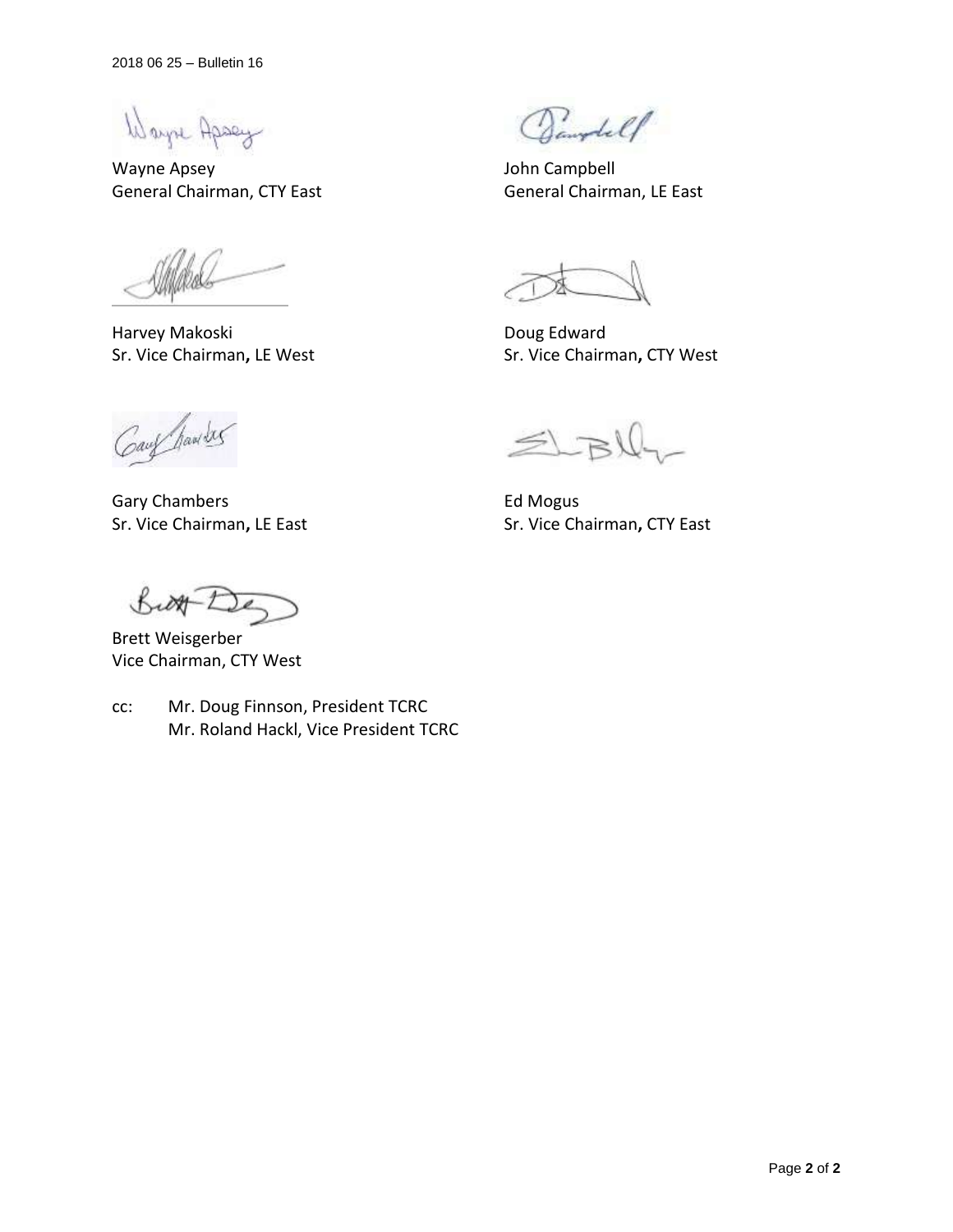Wayne Apsey
General Chairman, CTY East

John Campbell
General Chairman, LE East

Harvey Makoski
Sr. Vice Chairman, LE West

Doug Edward
Sr. Vice Chairman, CTY West

Gary Chambers
Sr. Vice Chairman, LE East

Ed Mogus
Sr. Vice Chairman, CTY East

Brett Weisgerber
Vice Chairman, CTY West

cc: Mr. Doug Finnson, President TCRC
Mr. Roland Hackl, Vice President TCRC